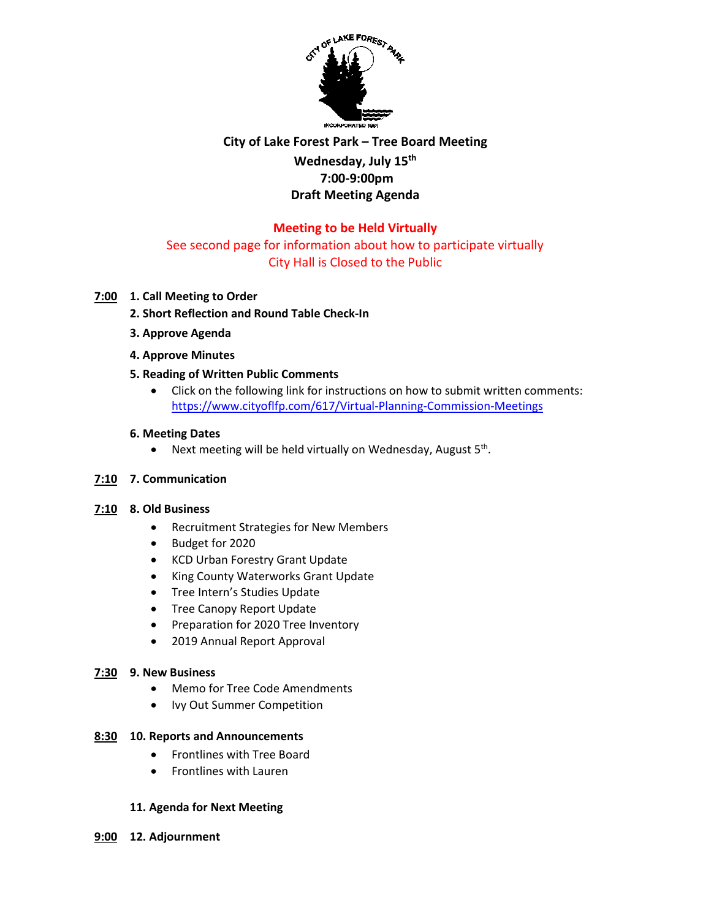CITY OF LAKE FOREST PARK

INCORPORATED 1961

**City of Lake Forest Park – Tree Board Meeting**
**Wednesday, July 15th**
**7:00-9:00pm**
**Draft Meeting Agenda**

**Meeting to be Held Virtually**
See second page for information about how to participate virtually
City Hall is Closed to the Public

**7:00** **1. Call Meeting to Order**

**2. Short Reflection and Round Table Check-In**

**3. Approve Agenda**

**4. Approve Minutes**

**5. Reading of Written Public Comments**

- Click on the following link for instructions on how to submit written comments: https://www.cityoflfp.com/617/Virtual-Planning-Commission-Meetings

**6. Meeting Dates**

- Next meeting will be held virtually on Wednesday, August 5th.

**7:10** **7. Communication**

**7:10** **8. Old Business**

- Recruitment Strategies for New Members
- Budget for 2020
- KCD Urban Forestry Grant Update
- King County Waterworks Grant Update
- Tree Intern's Studies Update
- Tree Canopy Report Update
- Preparation for 2020 Tree Inventory
- 2019 Annual Report Approval

**7:30** **9. New Business**

- Memo for Tree Code Amendments
- Ivy Out Summer Competition

**8:30** **10. Reports and Announcements**

- Frontlines with Tree Board
- Frontlines with Lauren

**11. Agenda for Next Meeting**

**9:00** **12. Adjournment**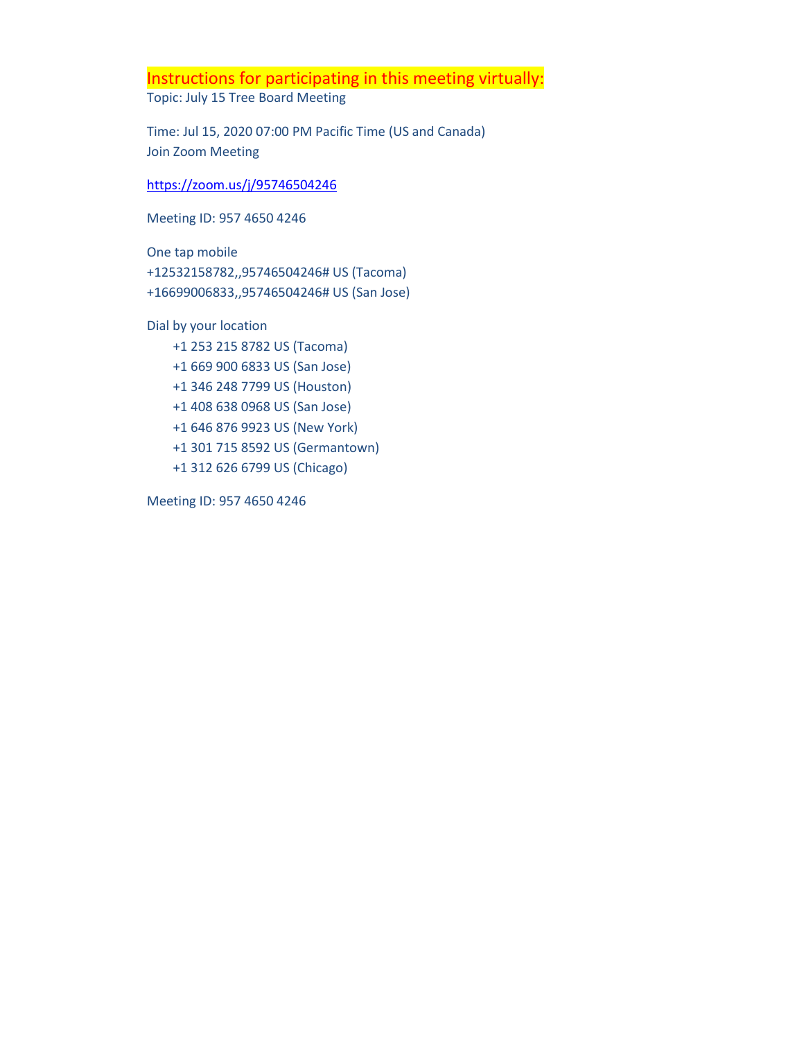# Instructions for participating in this meeting virtually:

Topic: July 15 Tree Board Meeting

Time: Jul 15, 2020 07:00 PM Pacific Time (US and Canada)
Join Zoom Meeting

https://zoom.us/j/95746504246

Meeting ID: 957 4650 4246

One tap mobile
+12532158782,,95746504246# US (Tacoma)
+16699006833,,95746504246# US (San Jose)

Dial by your location

- +1 253 215 8782 US (Tacoma)
- +1 669 900 6833 US (San Jose)
- +1 346 248 7799 US (Houston)
- +1 408 638 0968 US (San Jose)
- +1 646 876 9923 US (New York)
- +1 301 715 8592 US (Germantown)
- +1 312 626 6799 US (Chicago)

Meeting ID: 957 4650 4246